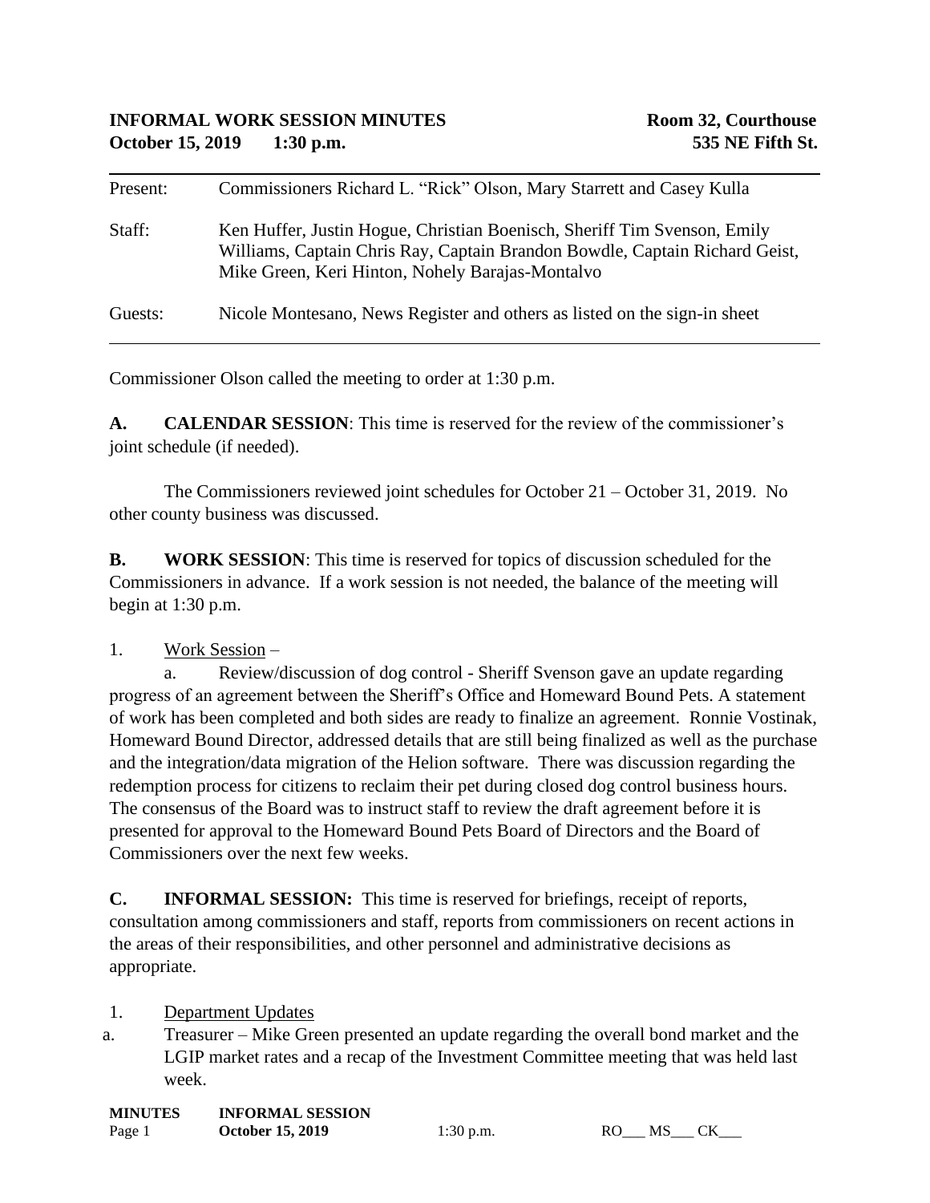**INFORMAL WORK SESSION MINUTES** — **Room 32, Courthouse**

**October 15, 2019 1:30 p.m.** — **535 NE Fifth St.**

---

Present: Commissioners Richard L. "Rick" Olson, Mary Starrett and Casey Kulla

Staff: Ken Huffer, Justin Hogue, Christian Boenisch, Sheriff Tim Svenson, Emily Williams, Captain Chris Ray, Captain Brandon Bowdle, Captain Richard Geist, Mike Green, Keri Hinton, Nohely Barajas-Montalvo

Guests: Nicole Montesano, News Register and others as listed on the sign-in sheet

---

Commissioner Olson called the meeting to order at 1:30 p.m.

**A. CALENDAR SESSION**: This time is reserved for the review of the commissioner's joint schedule (if needed).

The Commissioners reviewed joint schedules for October 21 – October 31, 2019. No other county business was discussed.

**B. WORK SESSION**: This time is reserved for topics of discussion scheduled for the Commissioners in advance. If a work session is not needed, the balance of the meeting will begin at 1:30 p.m.

1. Work Session –

 a. Review/discussion of dog control - Sheriff Svenson gave an update regarding progress of an agreement between the Sheriff's Office and Homeward Bound Pets. A statement of work has been completed and both sides are ready to finalize an agreement. Ronnie Vostinak, Homeward Bound Director, addressed details that are still being finalized as well as the purchase and the integration/data migration of the Helion software. There was discussion regarding the redemption process for citizens to reclaim their pet during closed dog control business hours. The consensus of the Board was to instruct staff to review the draft agreement before it is presented for approval to the Homeward Bound Pets Board of Directors and the Board of Commissioners over the next few weeks.

**C. INFORMAL SESSION:** This time is reserved for briefings, receipt of reports, consultation among commissioners and staff, reports from commissioners on recent actions in the areas of their responsibilities, and other personnel and administrative decisions as appropriate.

1. Department Updates

a. Treasurer – Mike Green presented an update regarding the overall bond market and the LGIP market rates and a recap of the Investment Committee meeting that was held last week.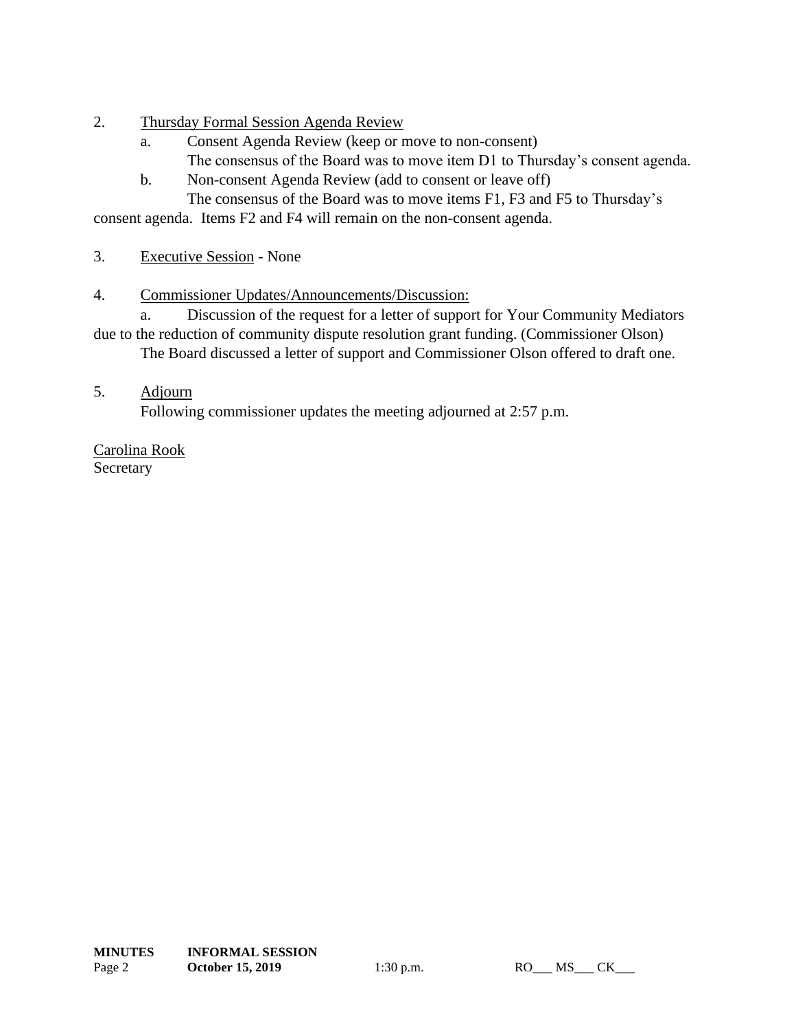2. Thursday Formal Session Agenda Review

   a. Consent Agenda Review (keep or move to non-consent)

      The consensus of the Board was to move item D1 to Thursday's consent agenda.

   b. Non-consent Agenda Review (add to consent or leave off)

      The consensus of the Board was to move items F1, F3 and F5 to Thursday's consent agenda. Items F2 and F4 will remain on the non-consent agenda.

3. Executive Session - None

4. Commissioner Updates/Announcements/Discussion:

   a. Discussion of the request for a letter of support for Your Community Mediators due to the reduction of community dispute resolution grant funding. (Commissioner Olson)

      The Board discussed a letter of support and Commissioner Olson offered to draft one.

5. Adjourn

   Following commissioner updates the meeting adjourned at 2:57 p.m.

Carolina Rook
Secretary

**MINUTES** **INFORMAL SESSION**
**October 15, 2019** 1:30 p.m. RO___ MS___ CK___